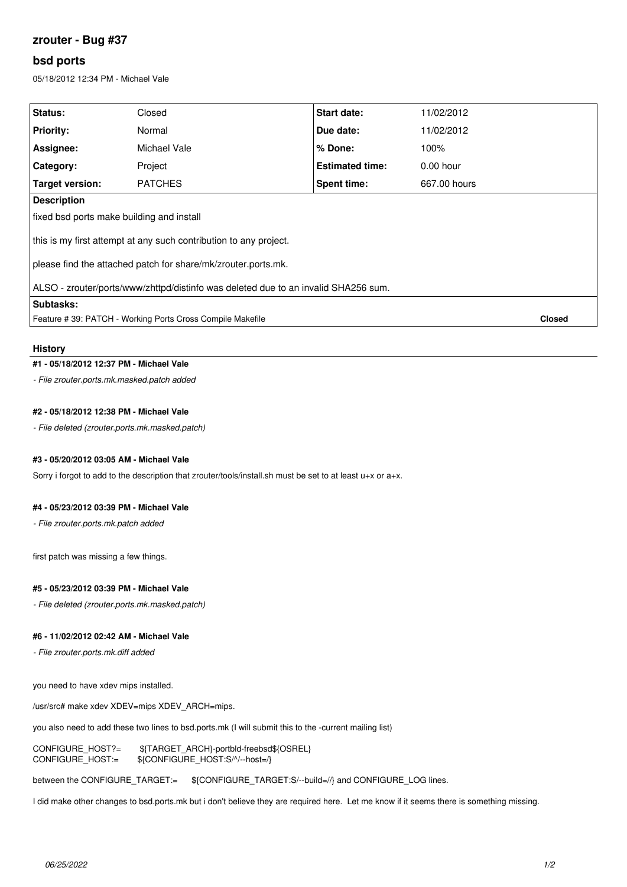# zrouter - Bug #37

## bsd ports

05/18/2012 12:34 PM - Michael Vale

| Status: | Closed | Start date: | 11/02/2012 |
|---|---|---|---|
| Priority: | Normal | Due date: | 11/02/2012 |
| Assignee: | Michael Vale | % Done: | 100% |
| Category: | Project | Estimated time: | 0.00 hour |
| Target version: | PATCHES | Spent time: | 667.00 hours |

**Description**

fixed bsd ports make building and install

this is my first attempt at any such contribution to any project.

please find the attached patch for share/mk/zrouter.ports.mk.

ALSO - zrouter/ports/www/zhttpd/distinfo was deleted due to an invalid SHA256 sum.

**Subtasks:**

Feature # 39: PATCH - Working Ports Cross Compile Makefile — **Closed**

### History

#### #1 - 05/18/2012 12:37 PM - Michael Vale

*- File zrouter.ports.mk.masked.patch added*

#### #2 - 05/18/2012 12:38 PM - Michael Vale

*- File deleted (zrouter.ports.mk.masked.patch)*

#### #3 - 05/20/2012 03:05 AM - Michael Vale

Sorry i forgot to add to the description that zrouter/tools/install.sh must be set to at least u+x or a+x.

#### #4 - 05/23/2012 03:39 PM - Michael Vale

*- File zrouter.ports.mk.patch added*

first patch was missing a few things.

#### #5 - 05/23/2012 03:39 PM - Michael Vale

*- File deleted (zrouter.ports.mk.masked.patch)*

#### #6 - 11/02/2012 02:42 AM - Michael Vale

*- File zrouter.ports.mk.diff added*

you need to have xdev mips installed.

/usr/src# make xdev XDEV=mips XDEV_ARCH=mips.

you also need to add these two lines to bsd.ports.mk (I will submit this to the -current mailing list)

```
CONFIGURE_HOST?=        ${TARGET_ARCH}-portbld-freebsd${OSREL}
CONFIGURE_HOST:=        ${CONFIGURE_HOST:S/^/--host=/}
```

between the CONFIGURE_TARGET:= ${CONFIGURE_TARGET:S/--build=//} and CONFIGURE_LOG lines.

I did make other changes to bsd.ports.mk but i don't believe they are required here. Let me know if it seems there is something missing.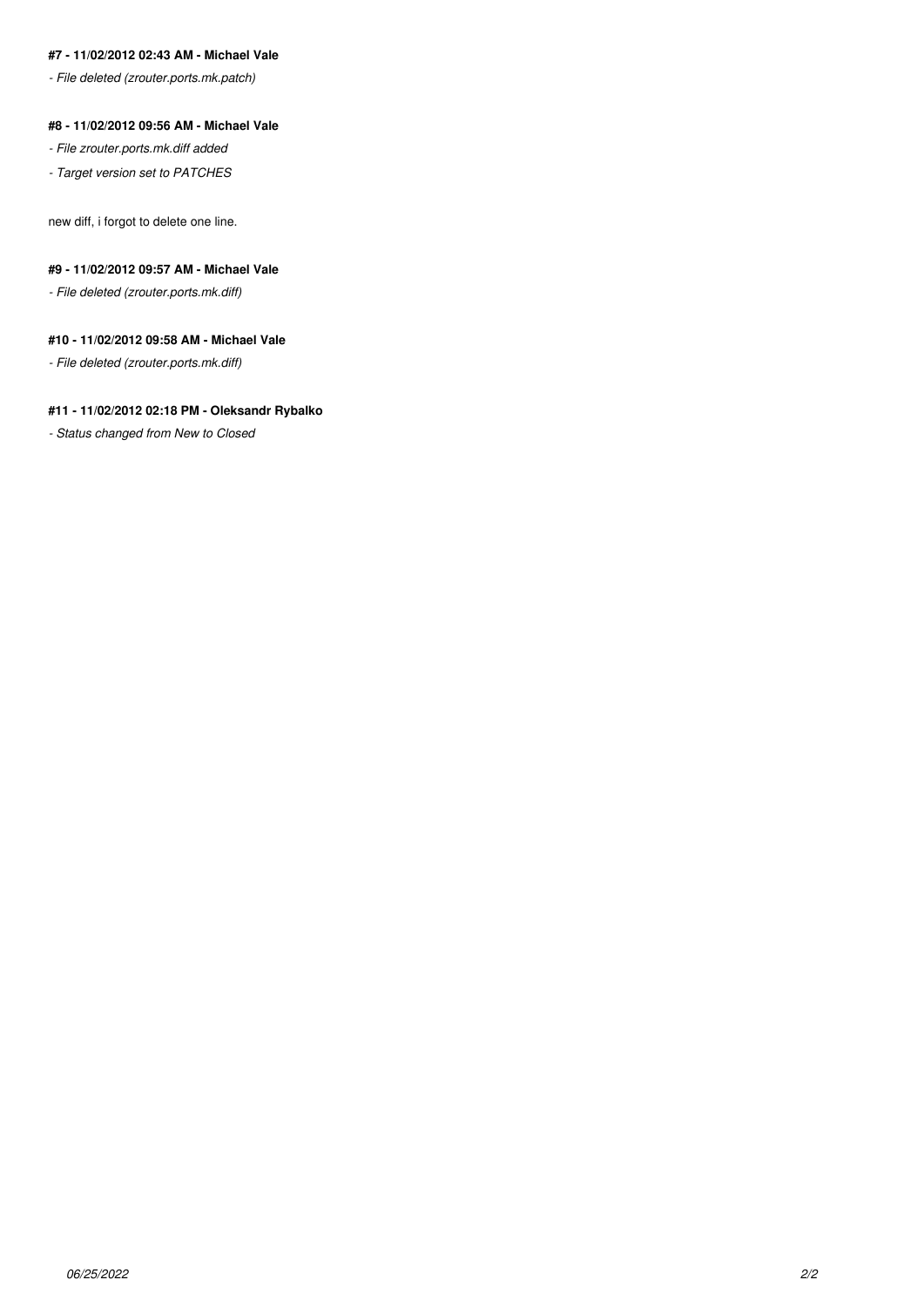#### #7 - 11/02/2012 02:43 AM - Michael Vale

- *File deleted (zrouter.ports.mk.patch)*

#### #8 - 11/02/2012 09:56 AM - Michael Vale

- *File zrouter.ports.mk.diff added*
- *Target version set to PATCHES*

new diff, i forgot to delete one line.

#### #9 - 11/02/2012 09:57 AM - Michael Vale

- *File deleted (zrouter.ports.mk.diff)*

#### #10 - 11/02/2012 09:58 AM - Michael Vale

- *File deleted (zrouter.ports.mk.diff)*

#### #11 - 11/02/2012 02:18 PM - Oleksandr Rybalko

- *Status changed from New to Closed*